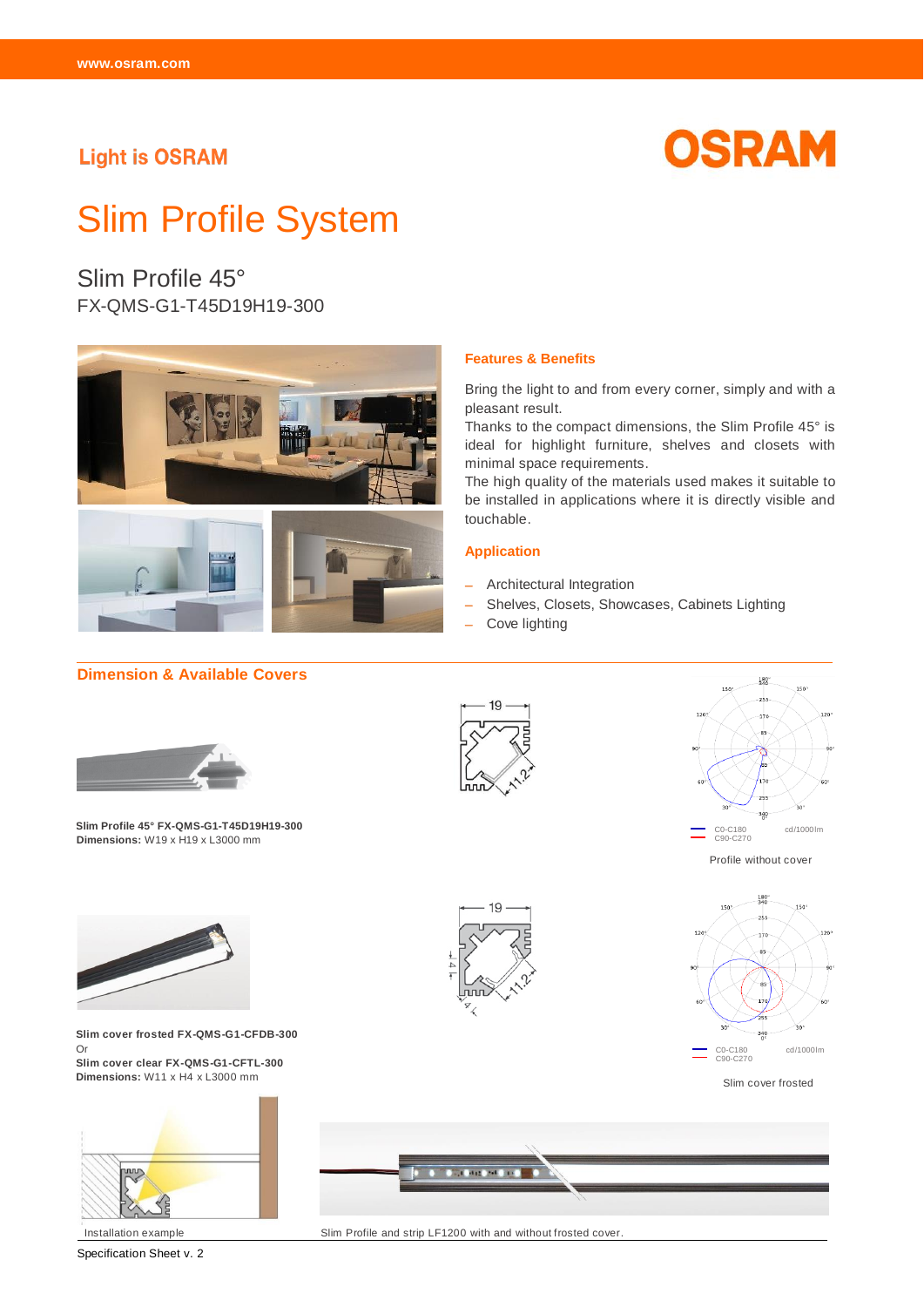Light is OSRAM

OSRAM

# Slim Profile System

## Slim Profile 45°

FX-QMS-G1-T45D19H19-300

### Features & Benefits

Bring the light to and from every corner, simply and with a pleasant result.
Thanks to the compact dimensions, the Slim Profile 45° is ideal for highlight furniture, shelves and closets with minimal space requirements.
The high quality of the materials used makes it suitable to be installed in applications where it is directly visible and touchable.

### Application

- Architectural Integration
- Shelves, Closets, Showcases, Cabinets Lighting
- Cove lighting

### Dimension & Available Covers

**Slim Profile 45° FX-QMS-G1-T45D19H19-300**
**Dimensions:** W19 x H19 x L3000 mm

Profile without cover

**Slim cover frosted FX-QMS-G1-CFDB-300**
Or
**Slim cover clear FX-QMS-G1-CFTL-300**
**Dimensions:** W11 x H4 x L3000 mm

Slim cover frosted

Installation example

Slim Profile and strip LF1200 with and without frosted cover.

Specification Sheet v. 2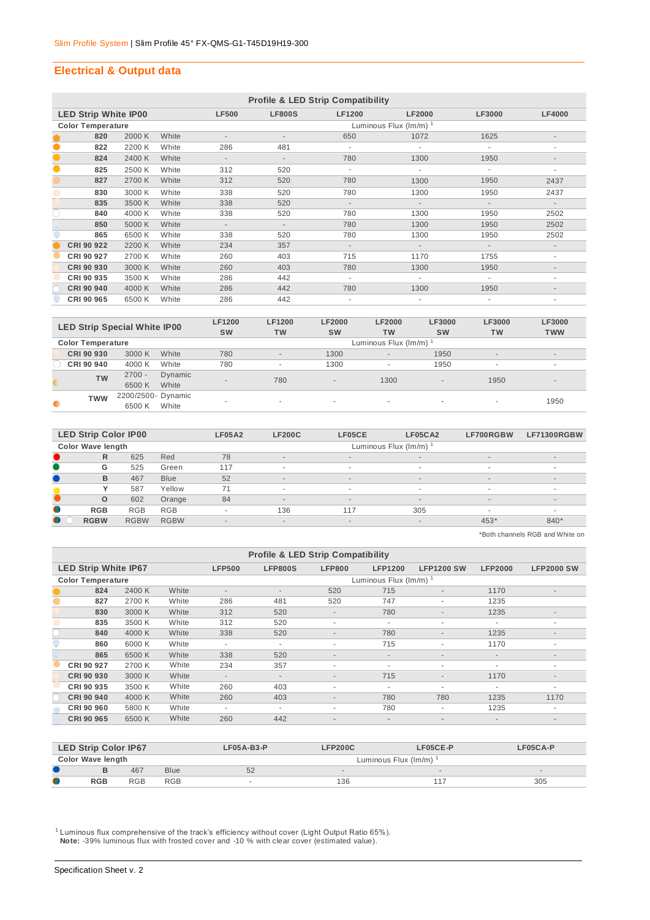Slim Profile System | Slim Profile 45° FX-QMS-G1-T45D19H19-300

## Electrical & Output data

**Profile & LED Strip Compatibility**

| LED Strip White IP00 | | | LF500 | LF800S | LF1200 | LF2000 | LF3000 | LF4000 |
|---|---|---|---|---|---|---|---|---|
| **Color Temperature** | | | Luminous Flux (lm/m) [1] | | | | | |
| **820** | 2000 K | White | - | - | 650 | 1072 | 1625 | - |
| **822** | 2200 K | White | 286 | 481 | - | - | - | - |
| **824** | 2400 K | White | - | - | 780 | 1300 | 1950 | - |
| **825** | 2500 K | White | 312 | 520 | - | - | - | - |
| **827** | 2700 K | White | 312 | 520 | 780 | 1300 | 1950 | 2437 |
| **830** | 3000 K | White | 338 | 520 | 780 | 1300 | 1950 | 2437 |
| **835** | 3500 K | White | 338 | 520 | - | - | - | - |
| **840** | 4000 K | White | 338 | 520 | 780 | 1300 | 1950 | 2502 |
| **850** | 5000 K | White | - | - | 780 | 1300 | 1950 | 2502 |
| **865** | 6500 K | White | 338 | 520 | 780 | 1300 | 1950 | 2502 |
| **CRI 90 922** | 2200 K | White | 234 | 357 | - | - | - | - |
| **CRI 90 927** | 2700 K | White | 260 | 403 | 715 | 1170 | 1755 | - |
| **CRI 90 930** | 3000 K | White | 260 | 403 | 780 | 1300 | 1950 | - |
| **CRI 90 935** | 3500 K | White | 286 | 442 | - | - | - | - |
| **CRI 90 940** | 4000 K | White | 286 | 442 | 780 | 1300 | 1950 | - |
| **CRI 90 965** | 6500 K | White | 286 | 442 | - | - | - | - |

| LED Strip Special White IP00 | | | LF1200 SW | LF1200 TW | LF2000 SW | LF2000 TW | LF3000 SW | LF3000 TW | LF3000 TWW |
|---|---|---|---|---|---|---|---|---|---|
| **Color Temperature** | | | Luminous Flux (lm/m) [1] | | | | | | |
| **CRI 90 930** | 3000 K | White | 780 | - | 1300 | - | 1950 | - | - |
| **CRI 90 940** | 4000 K | White | 780 | - | 1300 | - | 1950 | - | - |
| **TW** | 2700 - 6500 K | Dynamic White | - | 780 | - | 1300 | - | 1950 | - |
| **TWW** | 2200/2500- 6500 K | Dynamic White | - | - | - | - | - | - | 1950 |

| LED Strip Color IP00 | | | LF05A2 | LF200C | LF05CE | LF05CA2 | LF700RGBW | LF71300RGBW |
|---|---|---|---|---|---|---|---|---|
| **Color Wave length** | | | Luminous Flux (lm/m) [1] | | | | | |
| **R** | 625 | Red | 78 | - | - | - | - | - |
| **G** | 525 | Green | 117 | - | - | - | - | - |
| **B** | 467 | Blue | 52 | - | - | - | - | - |
| **Y** | 587 | Yellow | 71 | - | - | - | - | - |
| **O** | 602 | Orange | 84 | - | - | - | - | - |
| **RGB** | RGB | RGB | - | 136 | 117 | 305 | - | - |
| **RGBW** | RGBW | RGBW | - | - | - | - | 453* | 840* |

*Both channels RGB and White on

**Profile & LED Strip Compatibility**

| LED Strip White IP67 | | | LFP500 | LFP800S | LFP800 | LFP1200 | LFP1200 SW | LFP2000 | LFP2000 SW |
|---|---|---|---|---|---|---|---|---|---|
| **Color Temperature** | | | Luminous Flux (lm/m) [1] | | | | | | |
| **824** | 2400 K | White | - | - | 520 | 715 | - | 1170 | - |
| **827** | 2700 K | White | 286 | 481 | 520 | 747 | - | 1235 | |
| **830** | 3000 K | White | 312 | 520 | - | 780 | - | 1235 | - |
| **835** | 3500 K | White | 312 | 520 | - | - | - | - | - |
| **840** | 4000 K | White | 338 | 520 | - | 780 | - | 1235 | - |
| **860** | 6000 K | White | - | - | - | 715 | - | 1170 | - |
| **865** | 6500 K | White | 338 | 520 | - | - | - | - | - |
| **CRI 90 927** | 2700 K | White | 234 | 357 | - | - | - | - | - |
| **CRI 90 930** | 3000 K | White | - | - | - | 715 | - | 1170 | - |
| **CRI 90 935** | 3500 K | White | 260 | 403 | - | - | - | - | - |
| **CRI 90 940** | 4000 K | White | 260 | 403 | - | 780 | 780 | 1235 | 1170 |
| **CRI 90 960** | 5800 K | White | - | - | - | 780 | - | 1235 | - |
| **CRI 90 965** | 6500 K | White | 260 | 442 | - | - | - | - | - |

| LED Strip Color IP67 | | | LF05A-B3-P | LFP200C | LF05CE-P | LF05CA-P |
|---|---|---|---|---|---|---|
| **Color Wave length** | | | Luminous Flux (lm/m) [1] | | | |
| **B** | 467 | Blue | 52 | - | - | - |
| **RGB** | RGB | RGB | - | 136 | 117 | 305 |

[1] Luminous flux comprehensive of the track's efficiency without cover (Light Output Ratio 65%).
**Note:** -39% luminous flux with frosted cover and -10 % with clear cover (estimated value).

Specification Sheet v. 2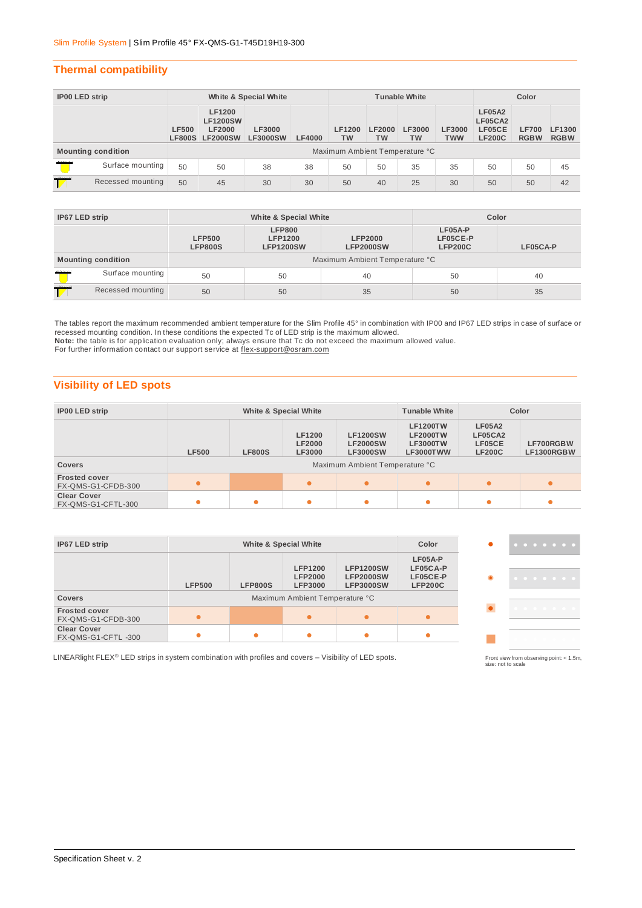Slim Profile System | Slim Profile 45° FX-QMS-G1-T45D19H19-300

## Thermal compatibility

| IP00 LED strip | White & Special White | | | | Tunable White | | | | Color | | |
|---|---|---|---|---|---|---|---|---|---|---|---|
| | LF500 LF800S | LF1200 LF1200SW LF2000 LF2000SW | LF3000 LF3000SW | LF4000 | LF1200 TW | LF2000 TW | LF3000 TW | LF3000 TWW | LF05A2 LF05CA2 LF05CE LF200C | LF700 RGBW | LF1300 RGBW |
| Mounting condition | Maximum Ambient Temperature °C | | | | | | | | | | |
| Surface mounting | 50 | 50 | 38 | 38 | 50 | 50 | 35 | 35 | 50 | 50 | 45 |
| Recessed mounting | 50 | 45 | 30 | 30 | 50 | 40 | 25 | 30 | 50 | 50 | 42 |

| IP67 LED strip | White & Special White | | | Color | |
|---|---|---|---|---|---|
| | LFP500 LFP800S | LFP800 LFP1200 LFP1200SW | LFP2000 LFP2000SW | LF05A-P LF05CE-P LFP200C | LF05CA-P |
| Mounting condition | Maximum Ambient Temperature °C | | | | |
| Surface mounting | 50 | 50 | 40 | 50 | 40 |
| Recessed mounting | 50 | 50 | 35 | 50 | 35 |

The tables report the maximum recommended ambient temperature for the Slim Profile 45° in combination with IP00 and IP67 LED strips in case of surface or recessed mounting condition. In these conditions the expected Tc of LED strip is the maximum allowed.
**Note:** the table is for application evaluation only; always ensure that Tc do not exceed the maximum allowed value.
For further information contact our support service at flex-support@osram.com

## Visibility of LED spots

| IP00 LED strip | White & Special White | | | | Tunable White | Color | |
|---|---|---|---|---|---|---|---|
| | LF500 | LF800S | LF1200 LF2000 LF3000 | LF1200SW LF2000SW LF3000SW | LF1200TW LF2000TW LF3000TW LF3000TWW | LF05A2 LF05CA2 LF05CE LF200C | LF700RGBW LF1300RGBW |
| Covers | Maximum Ambient Temperature °C | | | | | | |
| Frosted cover FX-QMS-G1-CFDB-300 | ● | ■ | ● | ● | ● | ● | ● |
| Clear Cover FX-QMS-G1-CFTL-300 | ● | ● | ● | ● | ● | ● | ● |

| IP67 LED strip | White & Special White | | | | Color |
|---|---|---|---|---|---|
| | LFP500 | LFP800S | LFP1200 LFP2000 LFP3000 | LFP1200SW LFP2000SW LFP3000SW | LF05A-P LF05CA-P LF05CE-P LFP200C |
| Covers | Maximum Ambient Temperature °C | | | | |
| Frosted cover FX-QMS-G1-CFDB-300 | ● | ■ | ● | ● | ● |
| Clear Cover FX-QMS-G1-CFTL -300 | ● | ● | ● | ● | ● |

LINEARlight FLEX® LED strips in system combination with profiles and covers – Visibility of LED spots.

Front view from observing point: < 1.5m, size: not to scale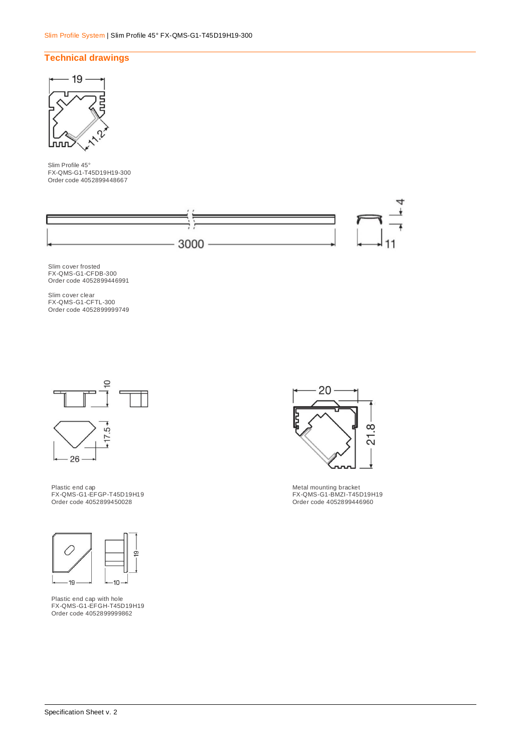## Technical drawings

Slim Profile 45°
FX-QMS-G1-T45D19H19-300
Order code 4052899448667

Slim cover frosted
FX-QMS-G1-CFDB-300
Order code 4052899446991

Slim cover clear
FX-QMS-G1-CFTL-300
Order code 4052899999749

Plastic end cap
FX-QMS-G1-EFGP-T45D19H19
Order code 4052899450028

Metal mounting bracket
FX-QMS-G1-BMZI-T45D19H19
Order code 4052899446960

Plastic end cap with hole
FX-QMS-G1-EFGH-T45D19H19
Order code 4052899999862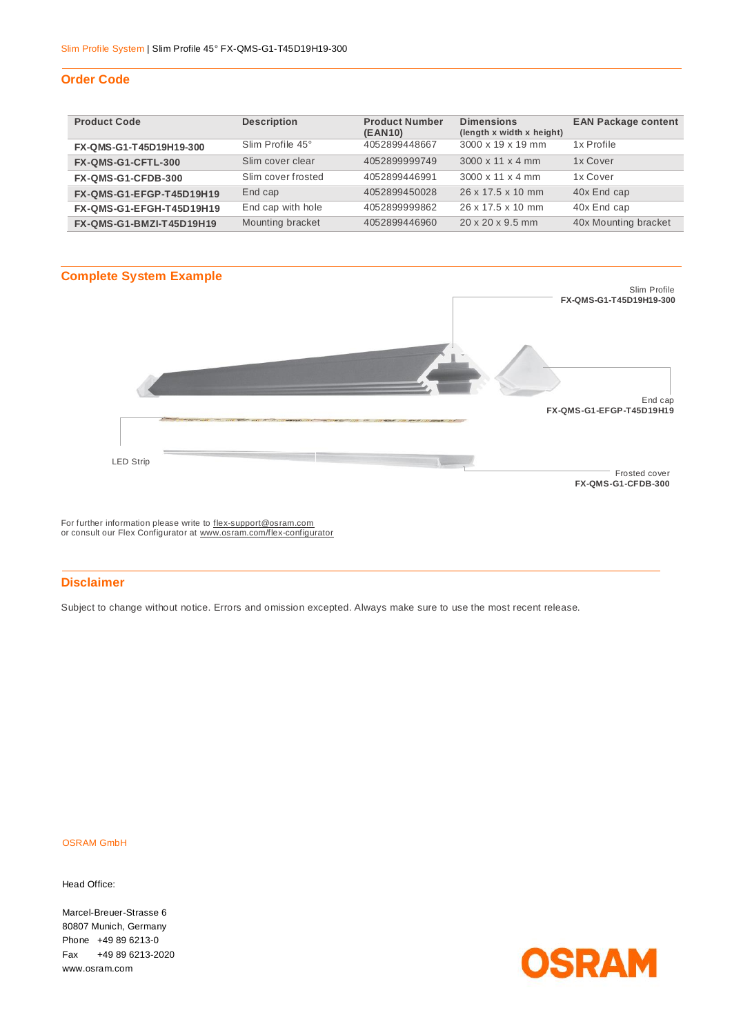## Order Code

| Product Code | Description | Product Number (EAN10) | Dimensions (length x width x height) | EAN Package content |
|---|---|---|---|---|
| **FX-QMS-G1-T45D19H19-300** | Slim Profile 45° | 4052899448667 | 3000 x 19 x 19 mm | 1x Profile |
| **FX-QMS-G1-CFTL-300** | Slim cover clear | 4052899999749 | 3000 x 11 x 4 mm | 1x Cover |
| **FX-QMS-G1-CFDB-300** | Slim cover frosted | 4052899446991 | 3000 x 11 x 4 mm | 1x Cover |
| **FX-QMS-G1-EFGP-T45D19H19** | End cap | 4052899450028 | 26 x 17.5 x 10 mm | 40x End cap |
| **FX-QMS-G1-EFGH-T45D19H19** | End cap with hole | 4052899999862 | 26 x 17.5 x 10 mm | 40x End cap |
| **FX-QMS-G1-BMZI-T45D19H19** | Mounting bracket | 4052899446960 | 20 x 20 x 9.5 mm | 40x Mounting bracket |

## Complete System Example

Slim Profile
**FX-QMS-G1-T45D19H19-300**

End cap
**FX-QMS-G1-EFGP-T45D19H19**

LED Strip

Frosted cover
**FX-QMS-G1-CFDB-300**

For further information please write to flex-support@osram.com
or consult our Flex Configurator at www.osram.com/flex-configurator

## Disclaimer

Subject to change without notice. Errors and omission excepted. Always make sure to use the most recent release.

OSRAM GmbH

Head Office:

Marcel-Breuer-Strasse 6
80807 Munich, Germany
Phone +49 89 6213-0
Fax +49 89 6213-2020
www.osram.com